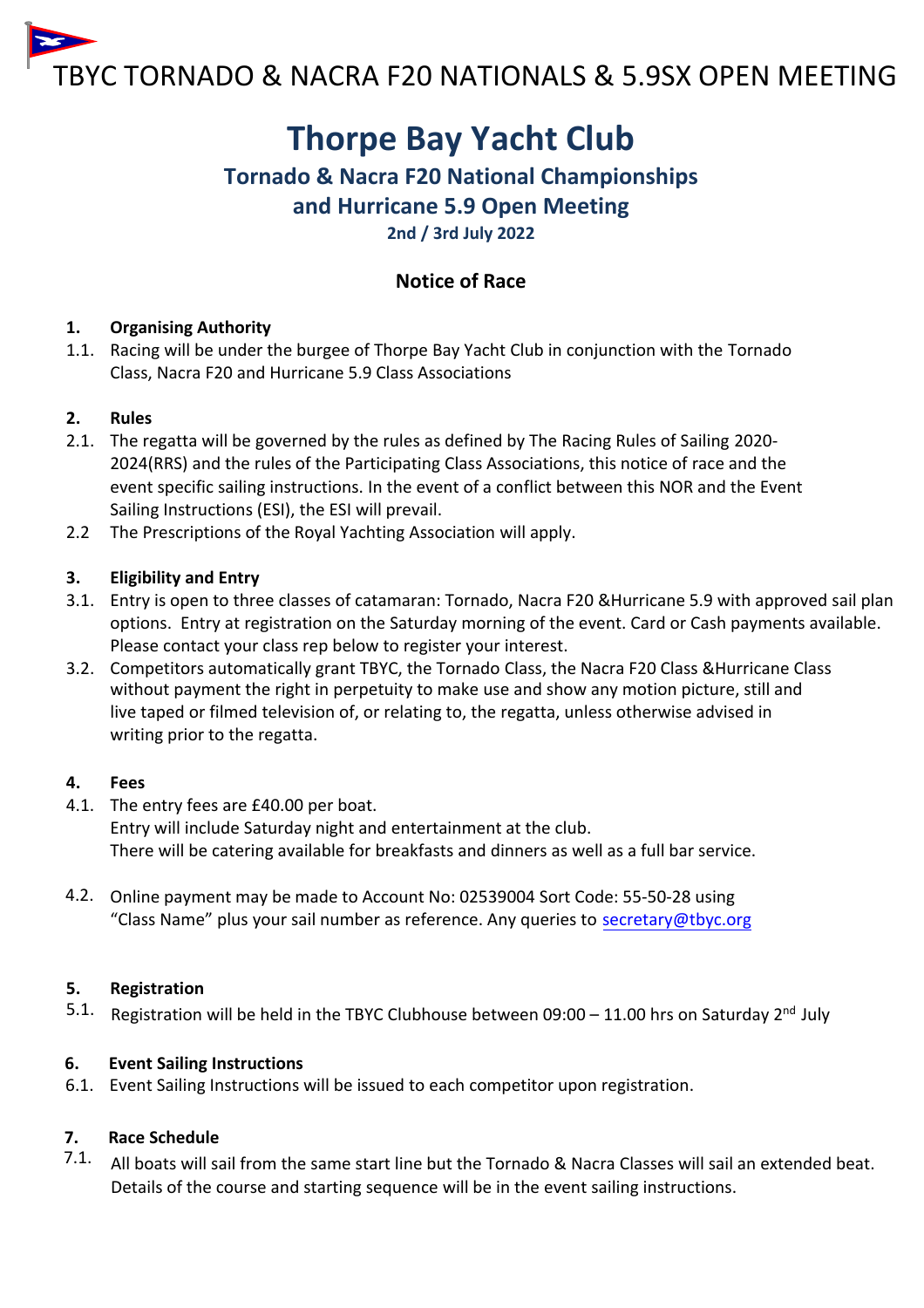TBYC TORNADO & NACRA F20 NATIONALS & 5.9SX OPEN MEETING

# Thorpe Bay Yacht Club

## Tornado & Nacra F20 National Championships
## and Hurricane 5.9 Open Meeting

**2nd / 3rd July 2022**

### Notice of Race

**1. Organising Authority**

1.1. Racing will be under the burgee of Thorpe Bay Yacht Club in conjunction with the Tornado Class, Nacra F20 and Hurricane 5.9 Class Associations

**2. Rules**

2.1. The regatta will be governed by the rules as defined by The Racing Rules of Sailing 2020-2024(RRS) and the rules of the Participating Class Associations, this notice of race and the event specific sailing instructions. In the event of a conflict between this NOR and the Event Sailing Instructions (ESI), the ESI will prevail.

2.2 The Prescriptions of the Royal Yachting Association will apply.

**3. Eligibility and Entry**

3.1. Entry is open to three classes of catamaran: Tornado, Nacra F20 &Hurricane 5.9 with approved sail plan options. Entry at registration on the Saturday morning of the event. Card or Cash payments available. Please contact your class rep below to register your interest.

3.2. Competitors automatically grant TBYC, the Tornado Class, the Nacra F20 Class &Hurricane Class without payment the right in perpetuity to make use and show any motion picture, still and live taped or filmed television of, or relating to, the regatta, unless otherwise advised in writing prior to the regatta.

**4. Fees**

4.1. The entry fees are £40.00 per boat.
Entry will include Saturday night and entertainment at the club.
There will be catering available for breakfasts and dinners as well as a full bar service.

4.2. Online payment may be made to Account No: 02539004 Sort Code: 55-50-28 using "Class Name" plus your sail number as reference. Any queries to secretary@tbyc.org

**5. Registration**

5.1. Registration will be held in the TBYC Clubhouse between 09:00 – 11.00 hrs on Saturday 2nd July

**6. Event Sailing Instructions**

6.1. Event Sailing Instructions will be issued to each competitor upon registration.

**7. Race Schedule**

7.1. All boats will sail from the same start line but the Tornado & Nacra Classes will sail an extended beat. Details of the course and starting sequence will be in the event sailing instructions.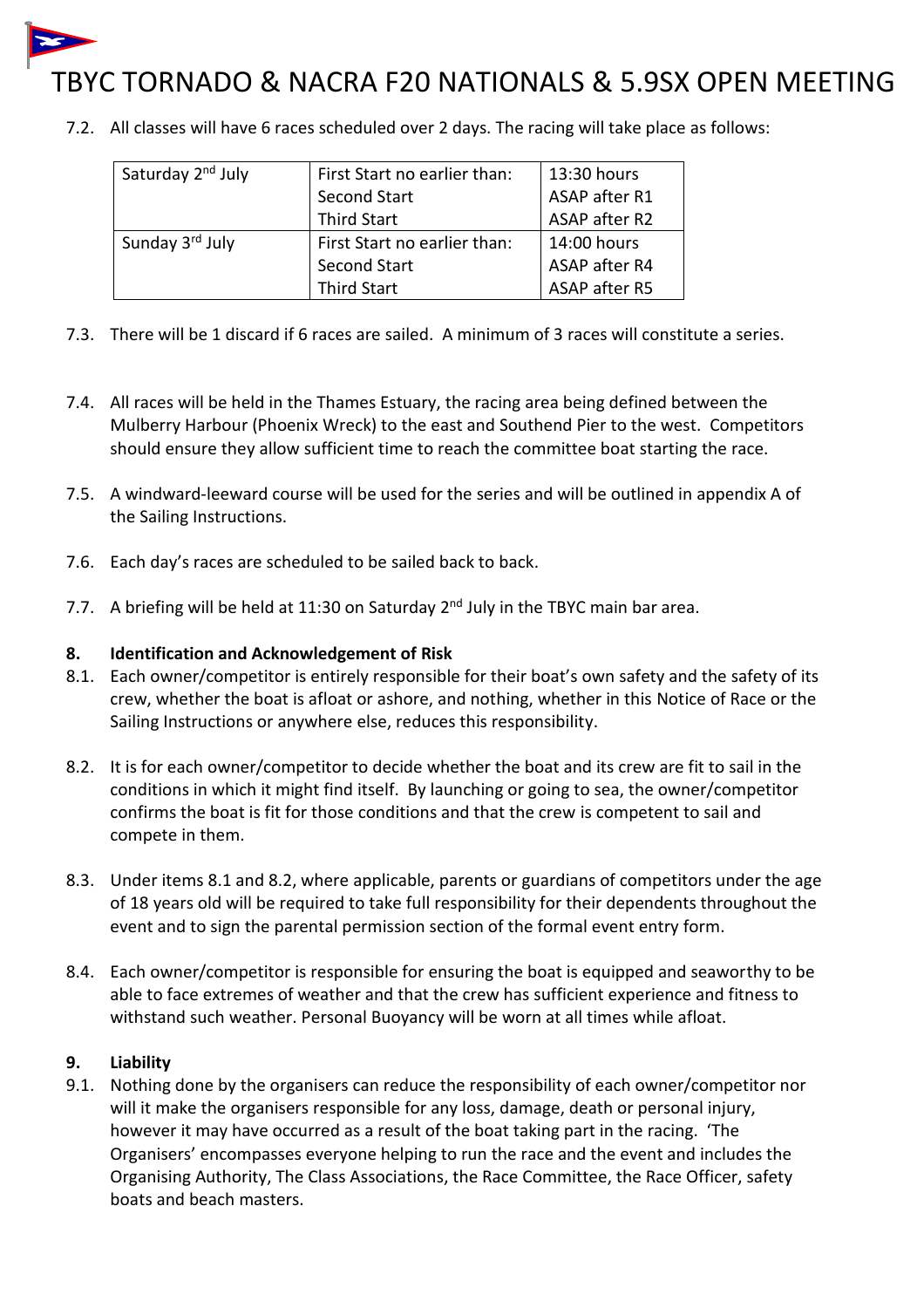7.2. All classes will have 6 races scheduled over 2 days. The racing will take place as follows:

| | | |
|---|---|---|
| Saturday 2nd July | First Start no earlier than: | 13:30 hours |
| | Second Start | ASAP after R1 |
| | Third Start | ASAP after R2 |
| Sunday 3rd July | First Start no earlier than: | 14:00 hours |
| | Second Start | ASAP after R4 |
| | Third Start | ASAP after R5 |

7.3. There will be 1 discard if 6 races are sailed. A minimum of 3 races will constitute a series.

7.4. All races will be held in the Thames Estuary, the racing area being defined between the Mulberry Harbour (Phoenix Wreck) to the east and Southend Pier to the west. Competitors should ensure they allow sufficient time to reach the committee boat starting the race.

7.5. A windward-leeward course will be used for the series and will be outlined in appendix A of the Sailing Instructions.

7.6. Each day's races are scheduled to be sailed back to back.

7.7. A briefing will be held at 11:30 on Saturday 2nd July in the TBYC main bar area.

## 8. Identification and Acknowledgement of Risk

8.1. Each owner/competitor is entirely responsible for their boat's own safety and the safety of its crew, whether the boat is afloat or ashore, and nothing, whether in this Notice of Race or the Sailing Instructions or anywhere else, reduces this responsibility.

8.2. It is for each owner/competitor to decide whether the boat and its crew are fit to sail in the conditions in which it might find itself. By launching or going to sea, the owner/competitor confirms the boat is fit for those conditions and that the crew is competent to sail and compete in them.

8.3. Under items 8.1 and 8.2, where applicable, parents or guardians of competitors under the age of 18 years old will be required to take full responsibility for their dependents throughout the event and to sign the parental permission section of the formal event entry form.

8.4. Each owner/competitor is responsible for ensuring the boat is equipped and seaworthy to be able to face extremes of weather and that the crew has sufficient experience and fitness to withstand such weather. Personal Buoyancy will be worn at all times while afloat.

## 9. Liability

9.1. Nothing done by the organisers can reduce the responsibility of each owner/competitor nor will it make the organisers responsible for any loss, damage, death or personal injury, however it may have occurred as a result of the boat taking part in the racing. 'The Organisers' encompasses everyone helping to run the race and the event and includes the Organising Authority, The Class Associations, the Race Committee, the Race Officer, safety boats and beach masters.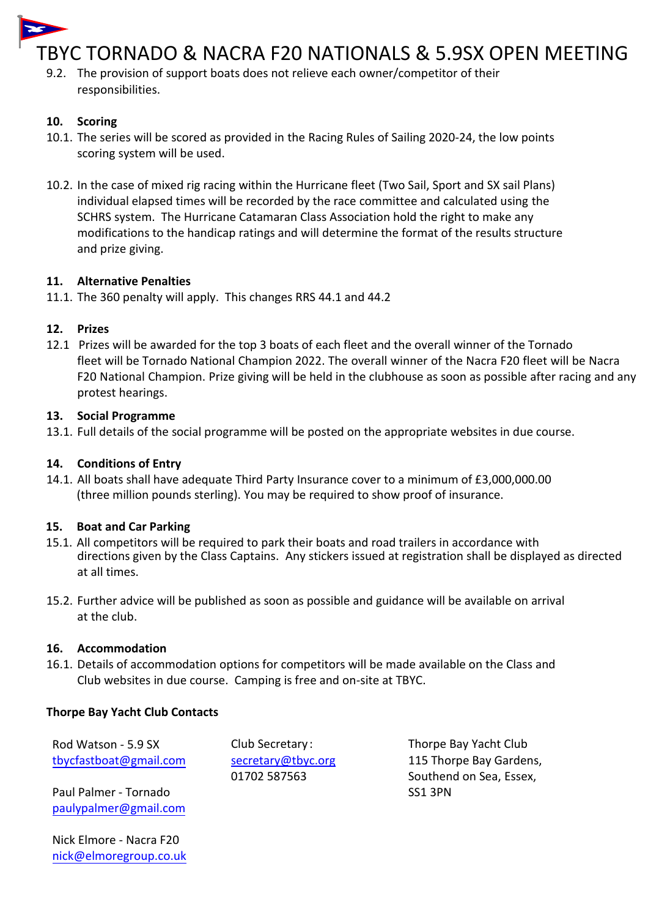9.2. The provision of support boats does not relieve each owner/competitor of their responsibilities.

## 10. Scoring

10.1. The series will be scored as provided in the Racing Rules of Sailing 2020-24, the low points scoring system will be used.

10.2. In the case of mixed rig racing within the Hurricane fleet (Two Sail, Sport and SX sail Plans) individual elapsed times will be recorded by the race committee and calculated using the SCHRS system. The Hurricane Catamaran Class Association hold the right to make any modifications to the handicap ratings and will determine the format of the results structure and prize giving.

## 11. Alternative Penalties

11.1. The 360 penalty will apply. This changes RRS 44.1 and 44.2

## 12. Prizes

12.1 Prizes will be awarded for the top 3 boats of each fleet and the overall winner of the Tornado fleet will be Tornado National Champion 2022. The overall winner of the Nacra F20 fleet will be Nacra F20 National Champion. Prize giving will be held in the clubhouse as soon as possible after racing and any protest hearings.

## 13. Social Programme

13.1. Full details of the social programme will be posted on the appropriate websites in due course.

## 14. Conditions of Entry

14.1. All boats shall have adequate Third Party Insurance cover to a minimum of £3,000,000.00 (three million pounds sterling). You may be required to show proof of insurance.

## 15. Boat and Car Parking

15.1. All competitors will be required to park their boats and road trailers in accordance with directions given by the Class Captains. Any stickers issued at registration shall be displayed as directed at all times.

15.2. Further advice will be published as soon as possible and guidance will be available on arrival at the club.

## 16. Accommodation

16.1. Details of accommodation options for competitors will be made available on the Class and Club websites in due course. Camping is free and on-site at TBYC.

**Thorpe Bay Yacht Club Contacts**

Rod Watson - 5.9 SX
tbycfastboat@gmail.com

Paul Palmer - Tornado
paulypalmer@gmail.com

Nick Elmore - Nacra F20
nick@elmoregroup.co.uk

Club Secretary:
secretary@tbyc.org
01702 587563

Thorpe Bay Yacht Club
115 Thorpe Bay Gardens,
Southend on Sea, Essex,
SS1 3PN